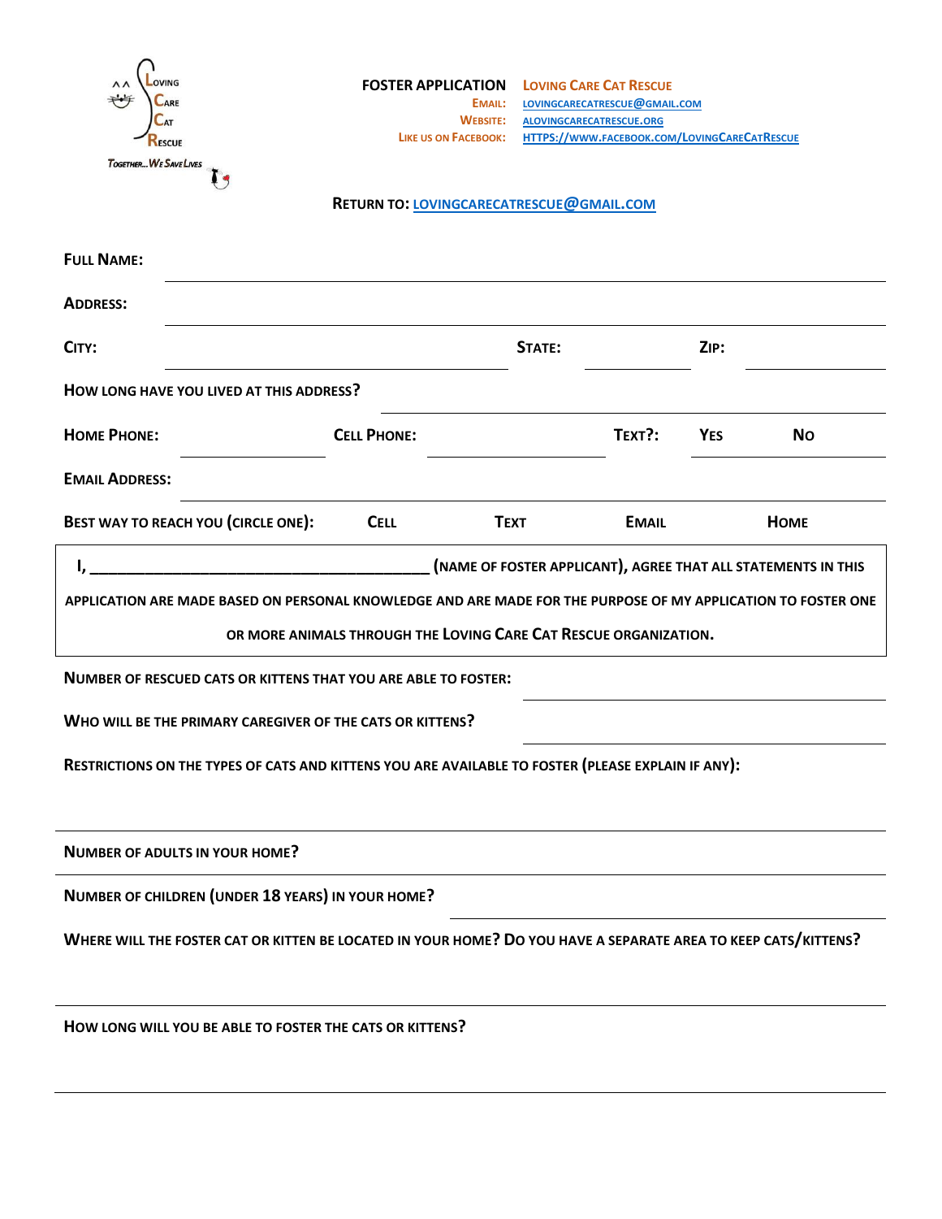Loving Care Cat Rescue

Together... We Save Lives

**FOSTER APPLICATION** **LOVING CARE CAT RESCUE**

EMAIL: LOVINGCARECATRESCUE@GMAIL.COM

WEBSITE: ALOVINGCARECATRESCUE.ORG

LIKE US ON FACEBOOK: HTTPS://WWW.FACEBOOK.COM/LOVINGCARECATRESCUE

**RETURN TO: LOVINGCARECATRESCUE@GMAIL.COM**

**FULL NAME:** ______________________________

**ADDRESS:** ______________________________

**CITY:** ______________ **STATE:** ________ **ZIP:** ________

**HOW LONG HAVE YOU LIVED AT THIS ADDRESS?** ______________

**HOME PHONE:** __________ **CELL PHONE:** __________ **TEXT?:** **YES** **NO**

**EMAIL ADDRESS:** ______________________________

**BEST WAY TO REACH YOU (CIRCLE ONE):** **CELL** **TEXT** **EMAIL** **HOME**

**I, ________________________________ (NAME OF FOSTER APPLICANT), AGREE THAT ALL STATEMENTS IN THIS APPLICATION ARE MADE BASED ON PERSONAL KNOWLEDGE AND ARE MADE FOR THE PURPOSE OF MY APPLICATION TO FOSTER ONE OR MORE ANIMALS THROUGH THE LOVING CARE CAT RESCUE ORGANIZATION.**

**NUMBER OF RESCUED CATS OR KITTENS THAT YOU ARE ABLE TO FOSTER:** ______________

**WHO WILL BE THE PRIMARY CAREGIVER OF THE CATS OR KITTENS?** ______________

**RESTRICTIONS ON THE TYPES OF CATS AND KITTENS YOU ARE AVAILABLE TO FOSTER (PLEASE EXPLAIN IF ANY):**

______________________________

**NUMBER OF ADULTS IN YOUR HOME?**

______________________________

**NUMBER OF CHILDREN (UNDER 18 YEARS) IN YOUR HOME?** ______________

**WHERE WILL THE FOSTER CAT OR KITTEN BE LOCATED IN YOUR HOME? DO YOU HAVE A SEPARATE AREA TO KEEP CATS/KITTENS?**

______________________________

**HOW LONG WILL YOU BE ABLE TO FOSTER THE CATS OR KITTENS?**

______________________________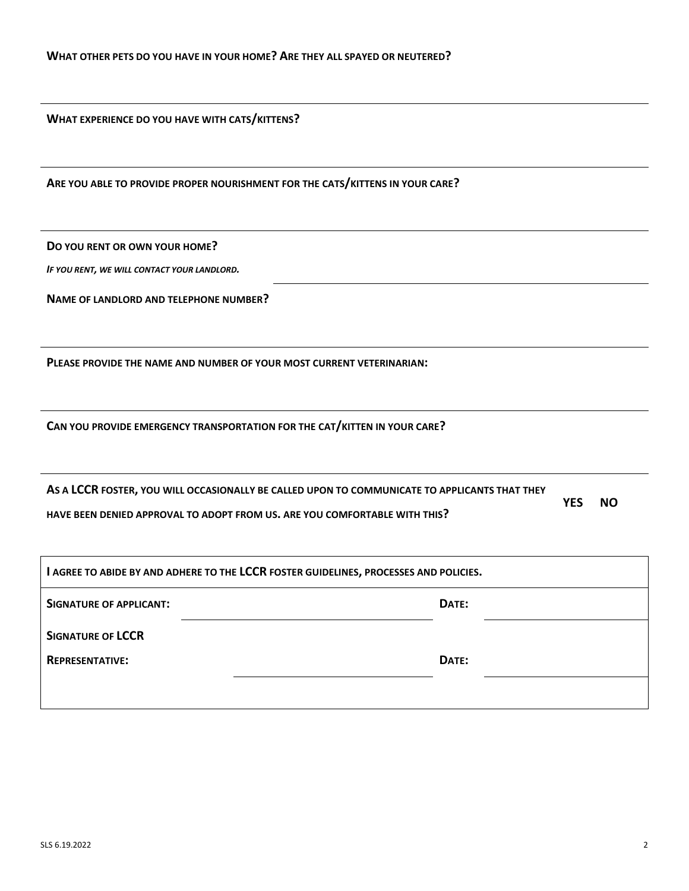**What other pets do you have in your home? Are they all spayed or neutered?**

---

**What experience do you have with cats/kittens?**

---

**Are you able to provide proper nourishment for the cats/kittens in your care?**

---

**Do you rent or own your home?**

***If you rent, we will contact your landlord.***

---

**Name of landlord and telephone number?**

---

**Please provide the name and number of your most current veterinarian:**

---

**Can you provide emergency transportation for the cat/kitten in your care?**

---

**As a LCCR foster, you will occasionally be called upon to communicate to applicants that they have been denied approval to adopt from us. Are you comfortable with this?** **YES** **NO**

---

**I agree to abide by and adhere to the LCCR foster guidelines, processes and policies.**

**Signature of applicant:** ______________________ **Date:** ______________

**Signature of LCCR Representative:** ______________________ **Date:** ______________